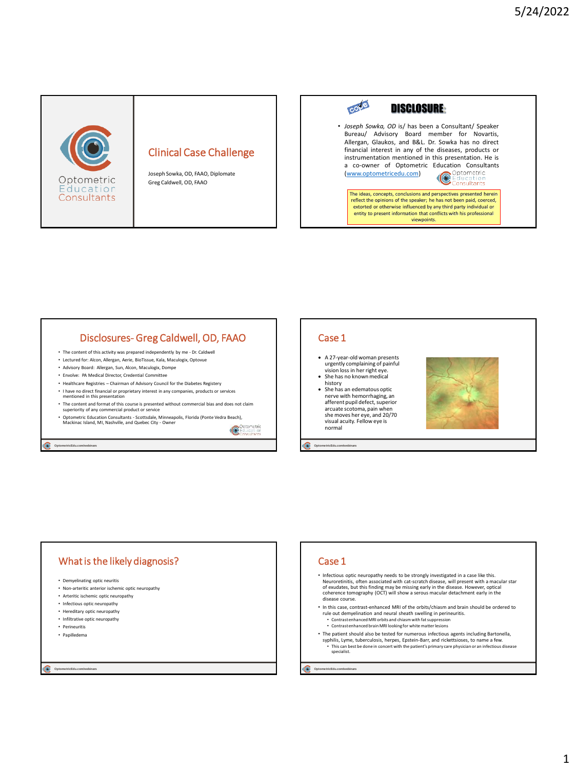# Clinical Case Challenge

Joseph Sowka, OD, FAAO, Diplomate
Greg Caldwell, OD, FAAO

## DISCLOSURE:

- *Joseph Sowka, OD* is/ has been a Consultant/ Speaker Bureau/ Advisory Board member for Novartis, Allergan, Glaukos, and B&L. Dr. Sowka has no direct financial interest in any of the diseases, products or instrumentation mentioned in this presentation. He is a co-owner of Optometric Education Consultants (www.optometricedu.com)

The ideas, concepts, conclusions and perspectives presented herein reflect the opinions of the speaker; he has not been paid, coerced, extorted or otherwise influenced by any third party individual or entity to present information that conflicts with his professional viewpoints.

## Disclosures- Greg Caldwell, OD, FAAO

- The content of this activity was prepared independently by me - Dr. Caldwell
- Lectured for: Alcon, Allergan, Aerie, BioTissue, Kala, Maculogix, Optovue
- Advisory Board: Allergan, Sun, Alcon, Maculogix, Dompe
- Envolve: PA Medical Director, Credential Committee
- Healthcare Registries – Chairman of Advisory Council for the Diabetes Registery
- I have no direct financial or proprietary interest in any companies, products or services mentioned in this presentation
- The content and format of this course is presented without commercial bias and does not claim superiority of any commercial product or service
- Optometric Education Consultants - Scottsdale, Minneapolis, Florida (Ponte Vedra Beach), Mackinac Island, MI, Nashville, and Quebec City - Owner

## Case 1

- A 27-year-old woman presents urgently complaining of painful vision loss in her right eye.
- She has no known medical history
- She has an edematous optic nerve with hemorrhaging, an afferent pupil defect, superior arcuate scotoma, pain when she moves her eye, and 20/70 visual acuity. Fellow eye is normal

## What is the likely diagnosis?

- Demyelinating optic neuritis
- Non-arteritic anterior ischemic optic neuropathy
- Arteritic ischemic optic neuropathy
- Infectious optic neuropathy
- Hereditary optic neuropathy
- Infiltrative optic neuropathy
- Perineuritis
- Papilledema

## Case 1

- Infectious optic neuropathy needs to be strongly investigated in a case like this. Neuroretinitis, often associated with cat-scratch disease, will present with a macular star of exudates, but this finding may be missing early in the disease. However, optical coherence tomography (OCT) will show a serous macular detachment early in the disease course.
- In this case, contrast-enhanced MRI of the orbits/chiasm and brain should be ordered to rule out demyelination and neural sheath swelling in perineuritis.
  - Contrast enhanced MRI orbits and chiasm with fat suppression
  - Contrast enhanced brain MRI looking for white matter lesions
- The patient should also be tested for numerous infectious agents including Bartonella, syphilis, Lyme, tuberculosis, herpes, Epstein-Barr, and rickettsioses, to name a few.
  - This can best be done in concert with the patient's primary care physician or an infectious disease specialist.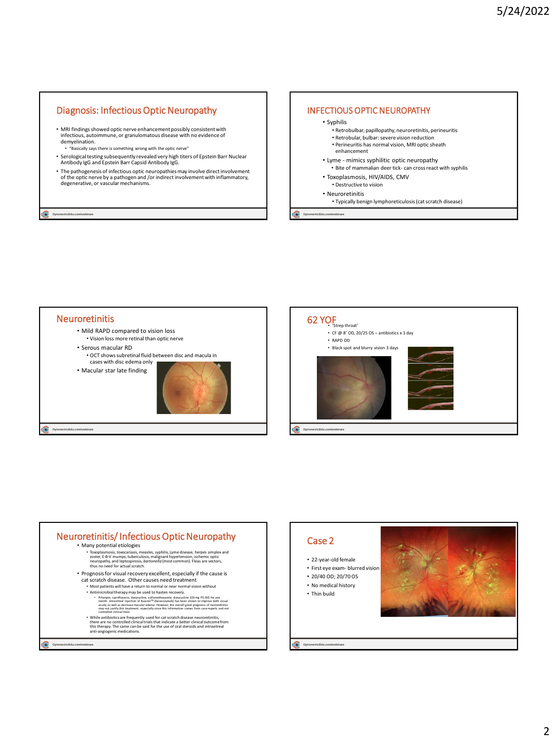## Diagnosis: Infectious Optic Neuropathy

- MRI findings showed optic nerve enhancement possibly consistent with infectious, autoimmune, or granulomatous disease with no evidence of demyelination.
  - "Basically says there is something wrong with the optic nerve"
- Serological testing subsequently revealed very high titers of Epstein Barr Nuclear Antibody IgG and Epstein Barr Capsid Antibody IgG.
- The pathogenesis of infectious optic neuropathies may involve direct involvement of the optic nerve by a pathogen and /or indirect involvement with inflammatory, degenerative, or vascular mechanisms.

## INFECTIOUS OPTIC NEUROPATHY

- Syphilis
  - Retrobular, papillopathy, neuroretinitis, perineuritis
  - Retrobular, bulbar: severe vision reduction
  - Perineuritis has normal vision, MRI optic sheath enhancement
- Lyme - mimics syphilitic optic neuropathy
  - Bite of mammalian deer tick- can cross react with syphilis
- Toxoplasmosis, HIV/AIDS, CMV
  - Destructive to vision
- Neuroretinitis
  - Typically benign lymphoreticulosis (cat scratch disease)

## Neuroretinitis

- Mild RAPD compared to vision loss
  - Vision loss more retinal than optic nerve
- Serous macular RD
  - OCT shows subretinal fluid between disc and macula in cases with disc edema only
- Macular star late finding

## 62 YOF

- 'Strep throat'
- CF @ 8' OD, 20/25 OS – antibiotics x 1 day
- RAPD OD
- Black spot and blurry vision 3 days

## Neuroretinitis/ Infectious Optic Neuropathy

- Many potential etiologies
  - Toxoplasmosis, toxocariasis, measles, syphilis, Lyme disease, herpes simplex and zoster, E-B-V mumps, tuberculosis, malignant hypertension, ischemic optic neuropathy, and leptospirosis, *bartonella* (most common). Fleas are vectors, thus no need for actual scratch.
- Prognosis for visual recovery excellent, especially if the cause is cat scratch disease. Other causes need treatment
  - Most patients will have a return to normal or near normal vision without
  - Antimicrobial therapy may be used to hasten recovery.
    - Rifampin, ciprofloxacin, doxycycline, sulfamethoxazole; doxycycline 100 mg PO BID for one month. Intravitreal injection of Avastin™ (bevacizumab) has been shown to improve both visual acuity as well as decrease macular edema. However, the overall good prognosis of neuroretinitis may not justify this treatment, especially since this information comes from case reports and not controlled clinical trials
  - While antibiotics are frequently used for cat scratch disease neuroretinitis, there are no controlled clinical trials that indicate a better clinical outcome from this therapy. The same can be said for the use of oral steroids and intravitreal anti-angiogenic medications.

## Case 2

- 22-year-old female
- First eye exam- blurred vision
- 20/40 OD; 20/70 OS
- No medical history
- Thin build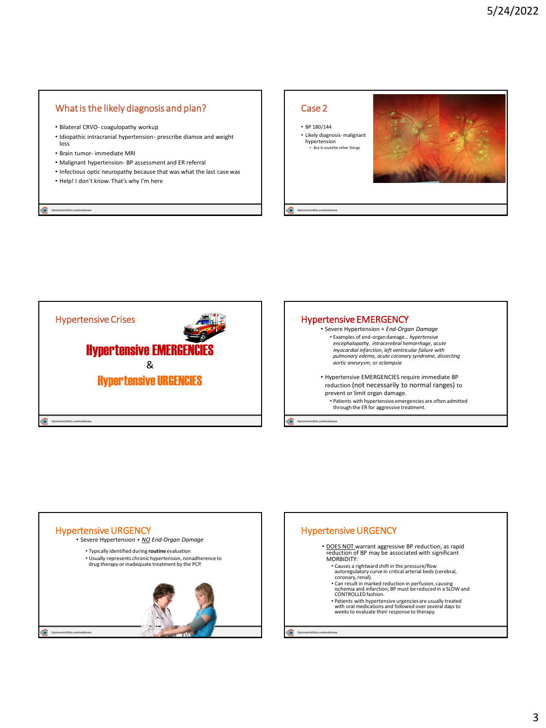## What is the likely diagnosis and plan?

- Bilateral CRVO- coagulopathy workup
- Idiopathic intracranial hypertension- prescribe diamox and weight loss
- Brain tumor- immediate MRI
- Malignant hypertension- BP assessment and ER referral
- Infectious optic neuropathy because that was what the last case was
- Help! I don't know. That's why I'm here

## Case 2

- BP 180/144
- Likely diagnosis- malignant hypertension
  - But it *could* be other things

## Hypertensive Crises

**Hypertensive EMERGENCIES**

&

**Hypertensive URGENCIES**

## Hypertensive EMERGENCY

- Severe Hypertension + *End-Organ Damage*
  - Examples of end-organ damage… *hypertensive encephalopathy*, *intracerebral hemorrhage*, *acute myocardial infarction*, *left ventricular failure with pulmonary edema*, *acute coronary syndrome*, *dissecting aortic aneurysm*, or *eclampsia*
- Hypertensive EMERGENCIES require immediate BP reduction (not necessarily to normal ranges) to prevent or limit organ damage.
  - Patients with hypertensive emergencies are often admitted through the ER for aggressive treatment.

## Hypertensive URGENCY

- Severe Hypertension + *NO End-Organ Damage*
  - Typically identified during **routine** evaluation
  - Usually represents chronic hypertension, nonadherence to drug therapy or inadequate treatment by the PCP.

## Hypertensive URGENCY

- DOES NOT warrant aggressive BP reduction, as rapid reduction of BP may be associated with significant MORBIDITY:
  - Causes a rightward shift in the pressure/flow autoregulatory curve in critical arterial beds (cerebral, coronary, renal).
  - Can result in marked reduction in perfusion, causing ischemia and infarction; BP must be reduced in a SLOW and CONTROLLED fashion.
  - Patients with hypertensive urgencies are usually treated with oral medications and followed over several days to weeks to evaluate their response to therapy.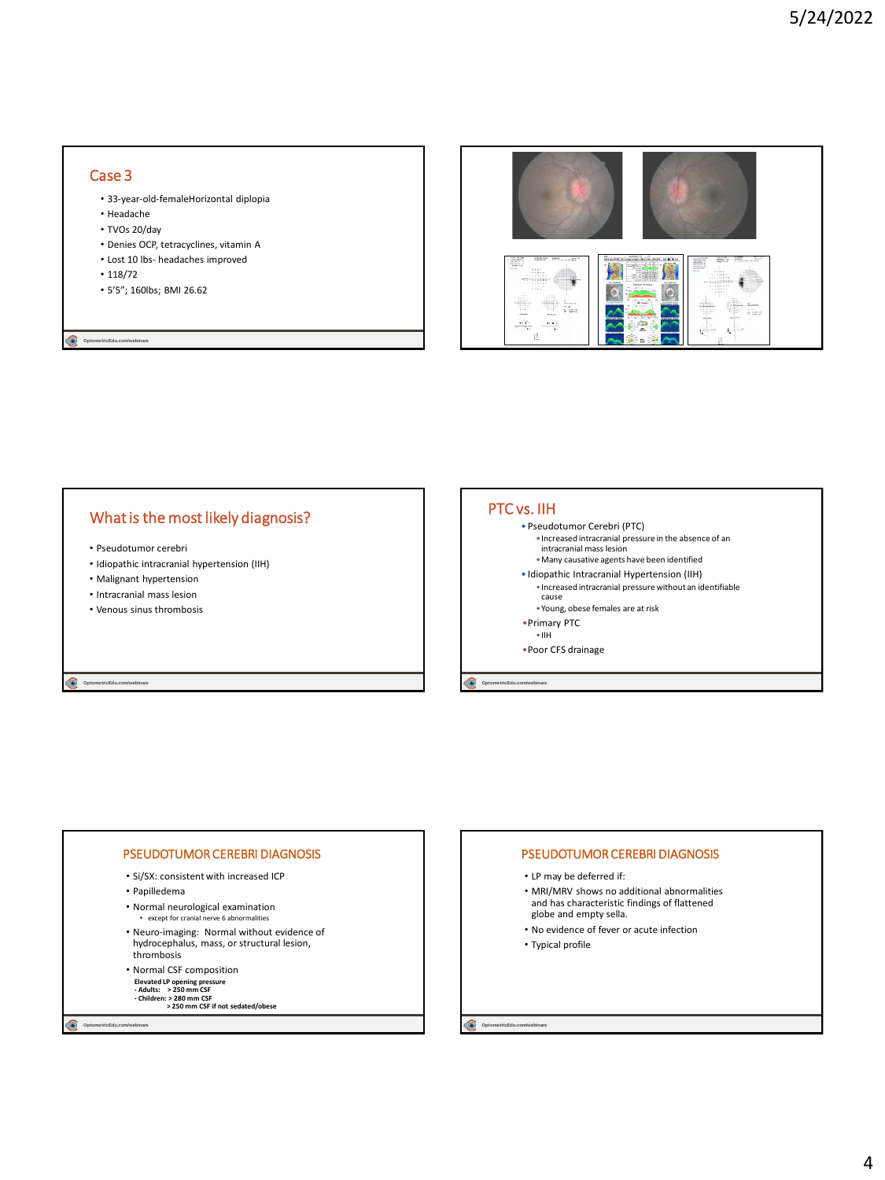## Case 3

- 33-year-old-femaleHorizontal diplopia
- Headache
- TVOs 20/day
- Denies OCP, tetracyclines, vitamin A
- Lost 10 lbs- headaches improved
- 118/72
- 5'5"; 160lbs; BMI 26.62

## What is the most likely diagnosis?

- Pseudotumor cerebri
- Idiopathic intracranial hypertension (IIH)
- Malignant hypertension
- Intracranial mass lesion
- Venous sinus thrombosis

## PTC vs. IIH

- Pseudotumor Cerebri (PTC)
  - Increased intracranial pressure in the absence of an intracranial mass lesion
  - Many causative agents have been identified
- Idiopathic Intracranial Hypertension (IIH)
  - Increased intracranial pressure without an identifiable cause
  - Young, obese females are at risk
- Primary PTC
  - IIH
- Poor CFS drainage

## PSEUDOTUMOR CEREBRI DIAGNOSIS

- Si/SX: consistent with increased ICP
- Papilledema
- Normal neurological examination
  - except for cranial nerve 6 abnormalities
- Neuro-imaging: Normal without evidence of hydrocephalus, mass, or structural lesion, thrombosis
- Normal CSF composition

**Elevated LP opening pressure**
**- Adults: > 250 mm CSF**
**- Children: > 280 mm CSF**
**> 250 mm CSF if not sedated/obese**

## PSEUDOTUMOR CEREBRI DIAGNOSIS

- LP may be deferred if:
- MRI/MRV shows no additional abnormalities and has characteristic findings of flattened globe and empty sella.
- No evidence of fever or acute infection
- Typical profile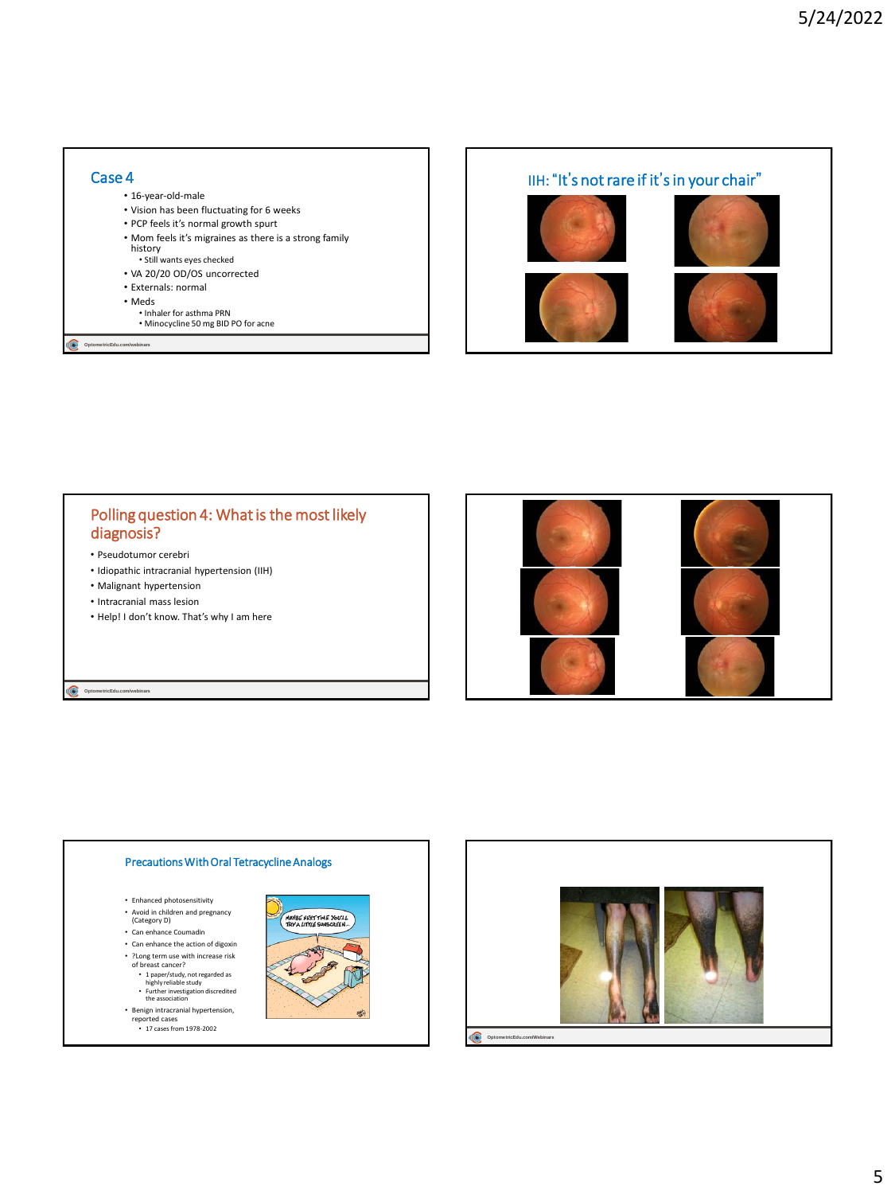## Case 4

- 16-year-old-male
- Vision has been fluctuating for 6 weeks
- PCP feels it's normal growth spurt
- Mom feels it's migraines as there is a strong family history
  - Still wants eyes checked
- VA 20/20 OD/OS uncorrected
- Externals: normal
- Meds
  - Inhaler for asthma PRN
  - Minocycline 50 mg BID PO for acne

## IIH: "It's not rare if it's in your chair"

## Polling question 4: What is the most likely diagnosis?

- Pseudotumor cerebri
- Idiopathic intracranial hypertension (IIH)
- Malignant hypertension
- Intracranial mass lesion
- Help! I don't know. That's why I am here

## Precautions With Oral Tetracycline Analogs

- Enhanced photosensitivity
- Avoid in children and pregnancy (Category D)
- Can enhance Coumadin
- Can enhance the action of digoxin
- ?Long term use with increase risk of breast cancer?
  - 1 paper/study, not regarded as highly reliable study
  - Further investigation discredited the association
- Benign intracranial hypertension, reported cases
  - 17 cases from 1978-2002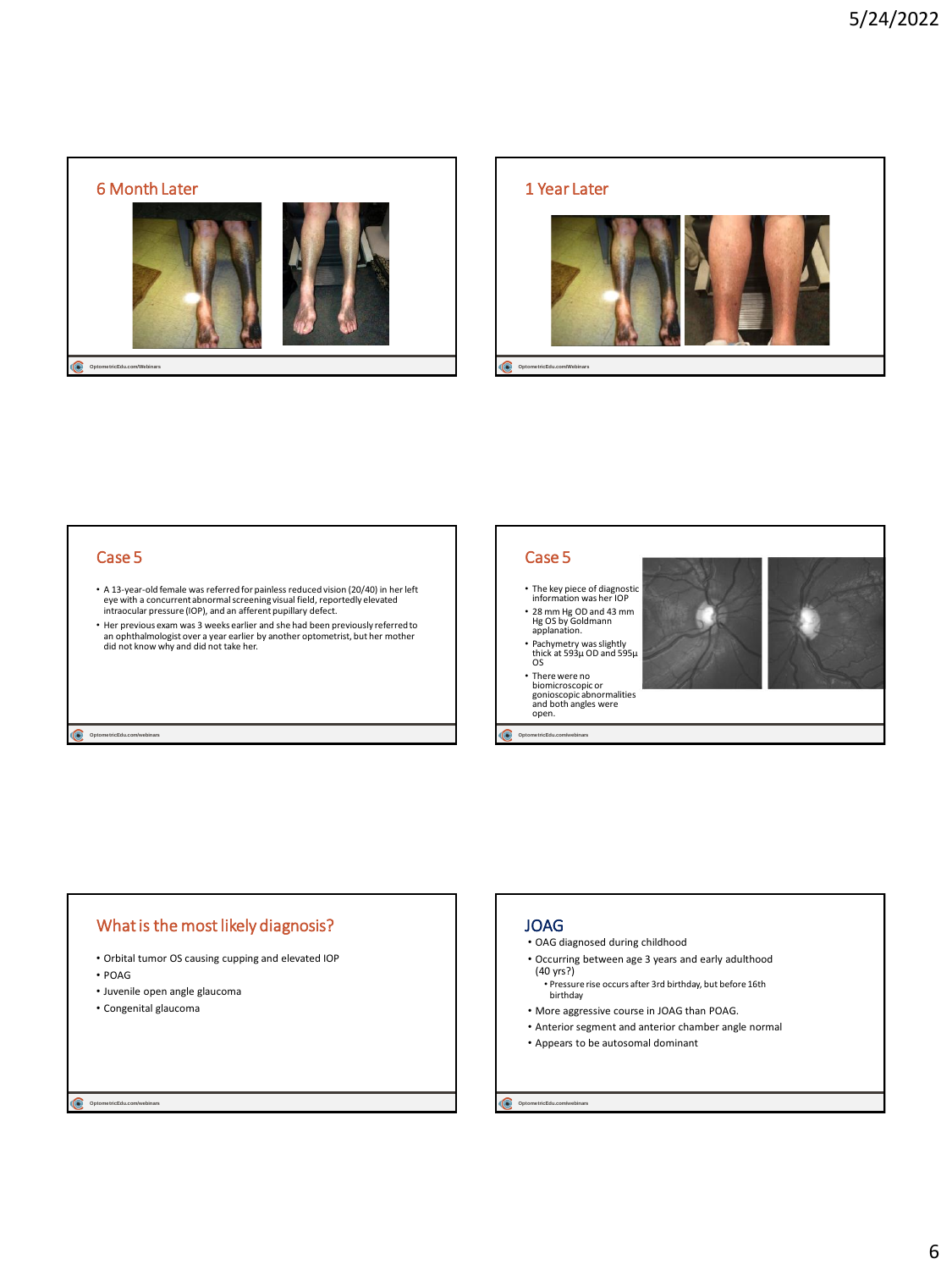## 6 Month Later

## 1 Year Later

## Case 5

- A 13-year-old female was referred for painless reduced vision (20/40) in her left eye with a concurrent abnormal screening visual field, reportedly elevated intraocular pressure (IOP), and an afferent pupillary defect.
- Her previous exam was 3 weeks earlier and she had been previously referred to an ophthalmologist over a year earlier by another optometrist, but her mother did not know why and did not take her.

## Case 5

- The key piece of diagnostic information was her IOP
- 28 mm Hg OD and 43 mm Hg OS by Goldmann applanation.
- Pachymetry was slightly thick at 593µ OD and 595µ OS
- There were no biomicroscopic or gonioscopic abnormalities and both angles were open.

## What is the most likely diagnosis?

- Orbital tumor OS causing cupping and elevated IOP
- POAG
- Juvenile open angle glaucoma
- Congenital glaucoma

## JOAG

- OAG diagnosed during childhood
- Occurring between age 3 years and early adulthood (40 yrs?)
  - Pressure rise occurs after 3rd birthday, but before 16th birthday
- More aggressive course in JOAG than POAG.
- Anterior segment and anterior chamber angle normal
- Appears to be autosomal dominant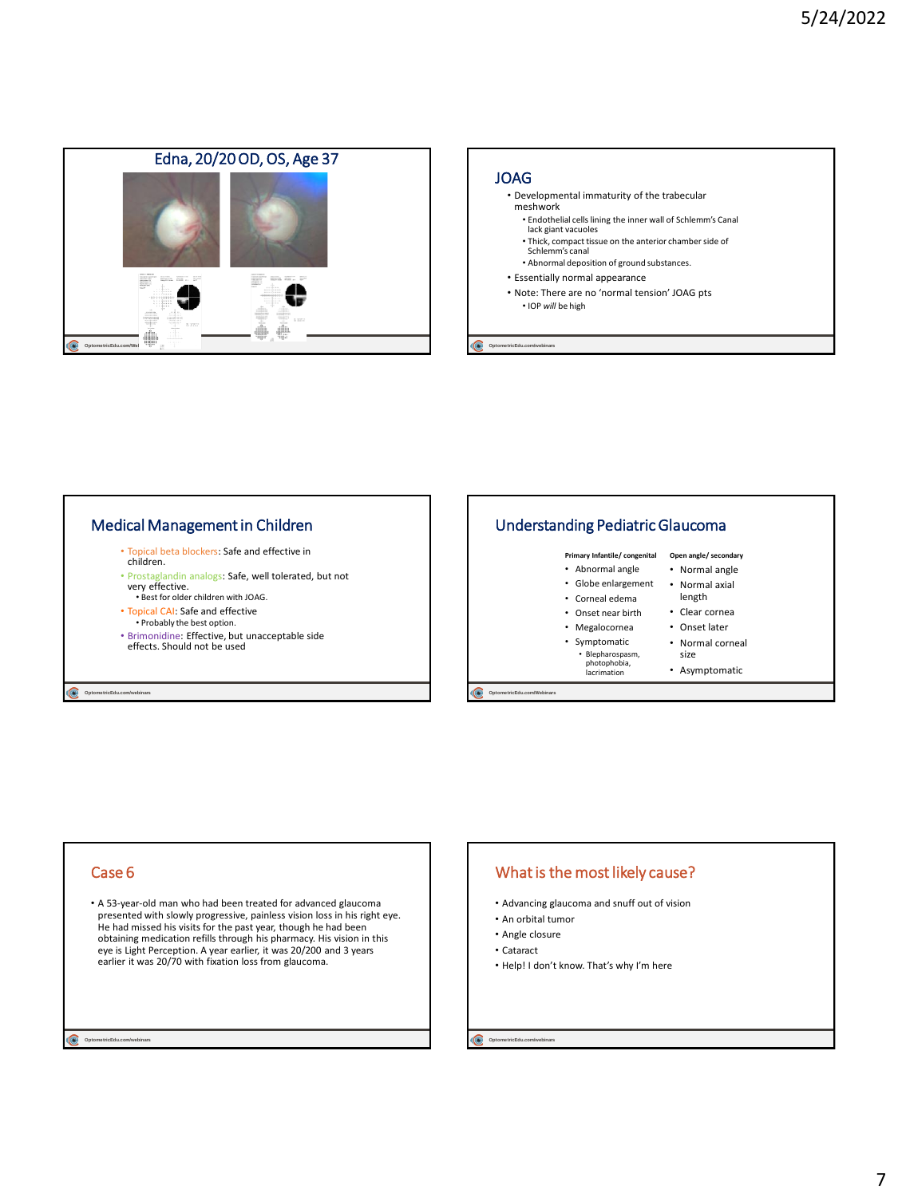## Edna, 20/20 OD, OS, Age 37

## JOAG

- Developmental immaturity of the trabecular meshwork
  - Endothelial cells lining the inner wall of Schlemm's Canal lack giant vacuoles
  - Thick, compact tissue on the anterior chamber side of Schlemm's canal
  - Abnormal deposition of ground substances.
- Essentially normal appearance
- Note: There are no 'normal tension' JOAG pts
  - IOP *will* be high

## Medical Management in Children

- Topical beta blockers: Safe and effective in children.
- Prostaglandin analogs: Safe, well tolerated, but not very effective.
  - Best for older children with JOAG.
- Topical CAI: Safe and effective
  - Probably the best option.
- Brimonidine: Effective, but unacceptable side effects. Should not be used

## Understanding Pediatric Glaucoma

| Primary Infantile/ congenital | Open angle/ secondary |
| --- | --- |
| Abnormal angle | Normal angle |
| Globe enlargement | Normal axial length |
| Corneal edema | Clear cornea |
| Onset near birth | Onset later |
| Megalocornea | Normal corneal size |
| Symptomatic<br>• Blepharospasm, photophobia, lacrimation | Asymptomatic |

## Case 6

- A 53-year-old man who had been treated for advanced glaucoma presented with slowly progressive, painless vision loss in his right eye. He had missed his visits for the past year, though he had been obtaining medication refills through his pharmacy. His vision in this eye is Light Perception. A year earlier, it was 20/200 and 3 years earlier it was 20/70 with fixation loss from glaucoma.

## What is the most likely cause?

- Advancing glaucoma and snuff out of vision
- An orbital tumor
- Angle closure
- Cataract
- Help! I don't know. That's why I'm here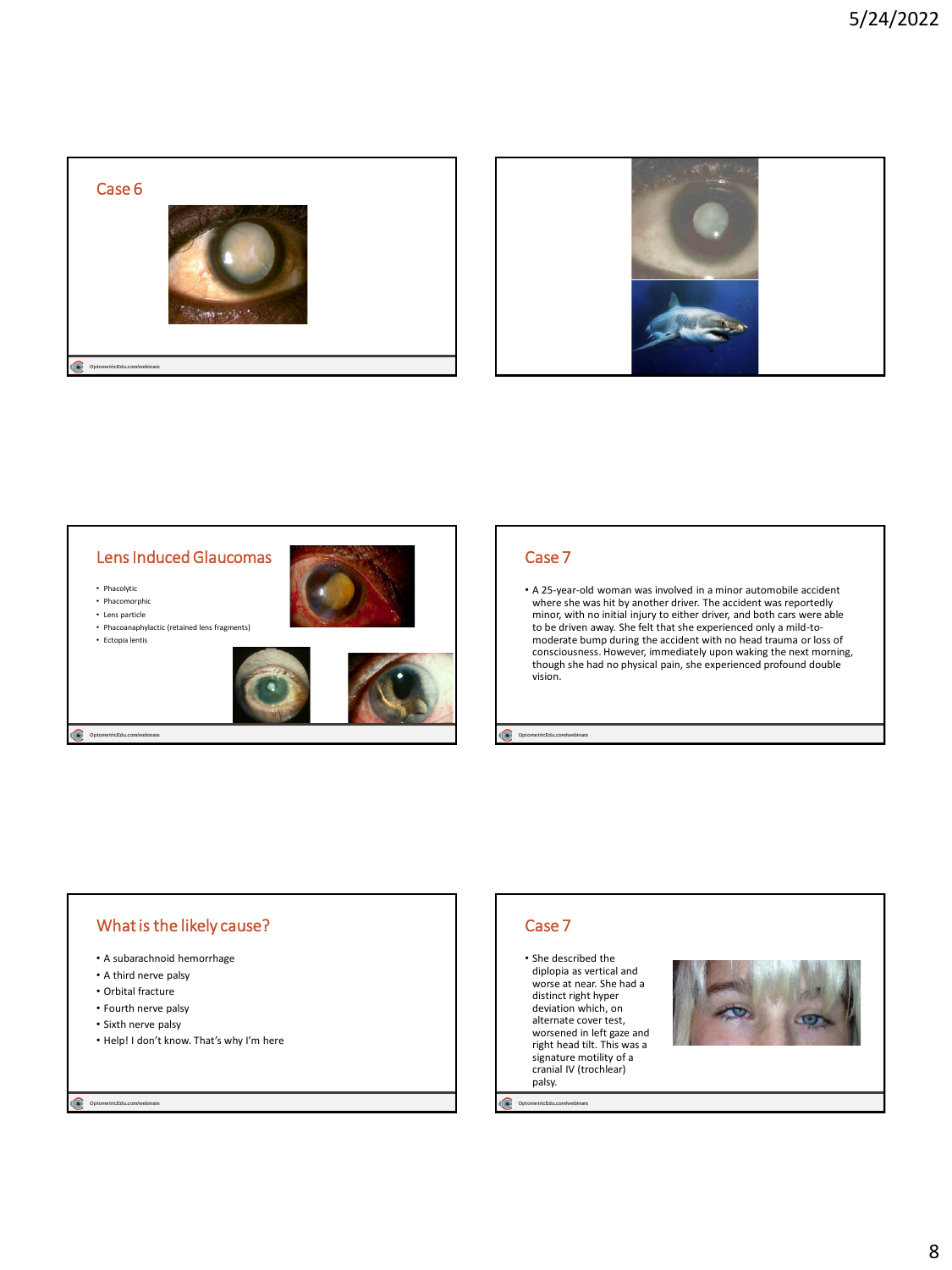## Case 6

## Lens Induced Glaucomas

- Phacolytic
- Phacomorphic
- Lens particle
- Phacoanaphylactic (retained lens fragments)
- Ectopia lentis

## Case 7

- A 25-year-old woman was involved in a minor automobile accident where she was hit by another driver. The accident was reportedly minor, with no initial injury to either driver, and both cars were able to be driven away. She felt that she experienced only a mild-to-moderate bump during the accident with no head trauma or loss of consciousness. However, immediately upon waking the next morning, though she had no physical pain, she experienced profound double vision.

## What is the likely cause?

- A subarachnoid hemorrhage
- A third nerve palsy
- Orbital fracture
- Fourth nerve palsy
- Sixth nerve palsy
- Help! I don't know. That's why I'm here

## Case 7

- She described the diplopia as vertical and worse at near. She had a distinct right hyper deviation which, on alternate cover test, worsened in left gaze and right head tilt. This was a signature motility of a cranial IV (trochlear) palsy.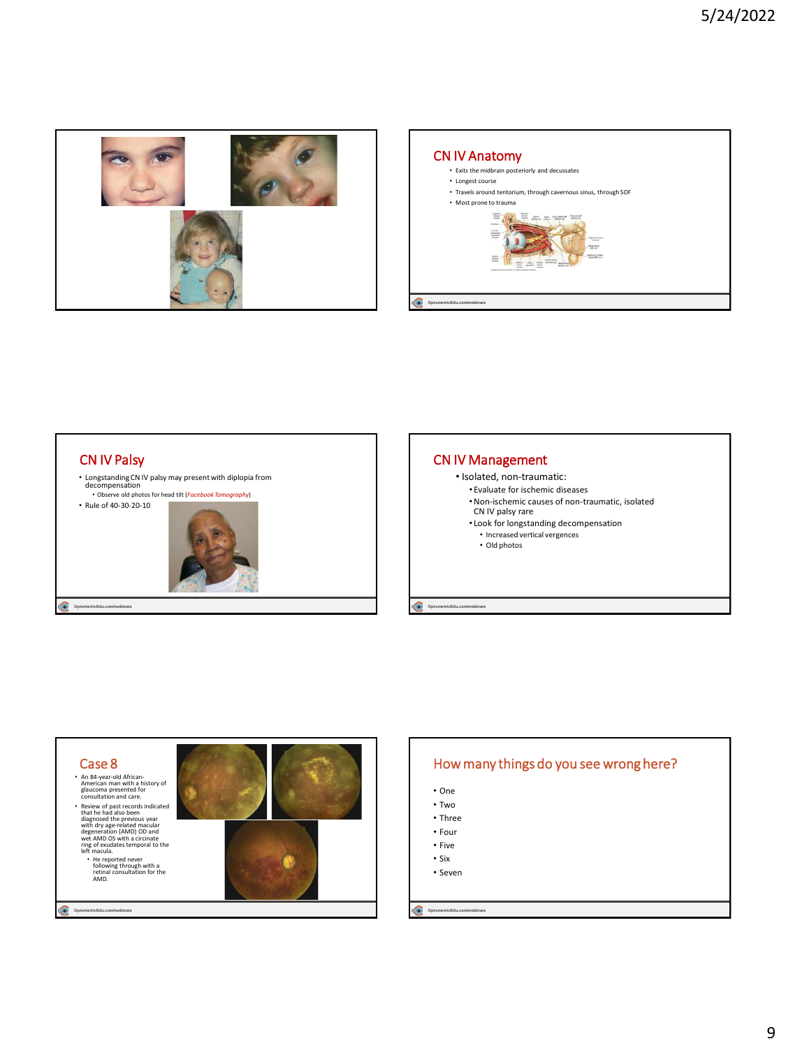## CN IV Anatomy

- Exits the midbrain posteriorly and decussates
- Longest course
- Travels around tentorium, through cavernous sinus, through SOF
- Most prone to trauma

## CN IV Palsy

- Longstanding CN IV palsy may present with diplopia from decompensation
  - Observe old photos for head tilt (*Facebook Tomography*)
- Rule of 40-30-20-10

## CN IV Management

- Isolated, non-traumatic:
  - Evaluate for ischemic diseases
  - Non-ischemic causes of non-traumatic, isolated CN IV palsy rare
  - Look for longstanding decompensation
    - Increased vertical vergences
    - Old photos

## Case 8

- An 84-year-old African-American man with a history of glaucoma presented for consultation and care.
- Review of past records indicated that he had also been diagnosed the previous year with dry age-related macular degeneration (AMD) OD and wet AMD OS with a circinate ring of exudates temporal to the left macula.
  - He reported never following through with a retinal consultation for the AMD.

## How many things do you see wrong here?

- One
- Two
- Three
- Four
- Five
- Six
- Seven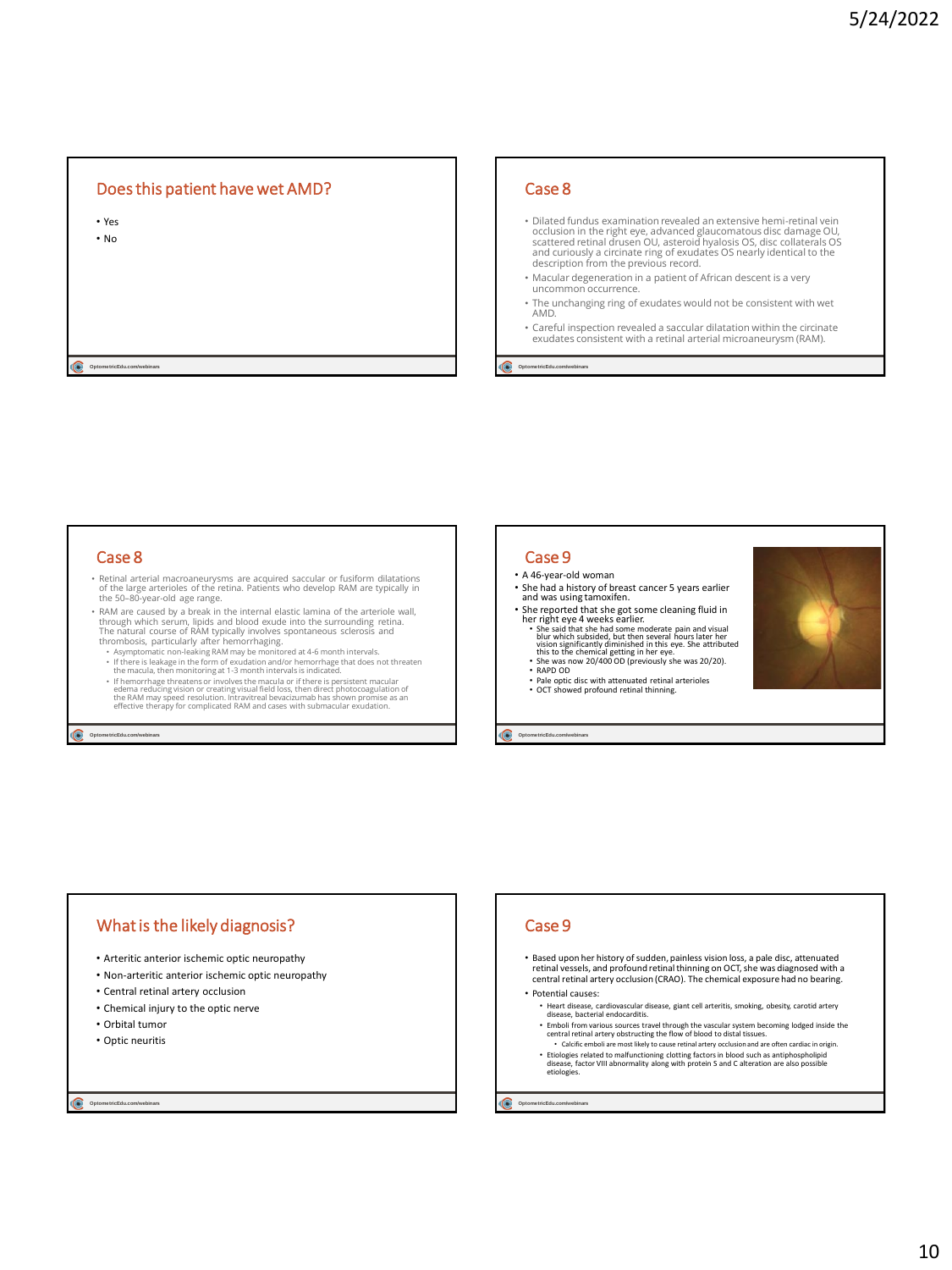## Does this patient have wet AMD?

- Yes
- No

## Case 8

- Dilated fundus examination revealed an extensive hemi-retinal vein occlusion in the right eye, advanced glaucomatous disc damage OU, scattered retinal drusen OU, asteroid hyalosis OS, disc collaterals OS and curiously a circinate ring of exudates OS nearly identical to the description from the previous record.
- Macular degeneration in a patient of African descent is a very uncommon occurrence.
- The unchanging ring of exudates would not be consistent with wet AMD.
- Careful inspection revealed a saccular dilatation within the circinate exudates consistent with a retinal arterial microaneurysm (RAM).

## Case 8

- Retinal arterial macroaneurysms are acquired saccular or fusiform dilatations of the large arterioles of the retina. Patients who develop RAM are typically in the 50–80-year-old age range.
- RAM are caused by a break in the internal elastic lamina of the arteriole wall, through which serum, lipids and blood exude into the surrounding retina. The natural course of RAM typically involves spontaneous sclerosis and thrombosis, particularly after hemorrhaging.
  - Asymptomatic non-leaking RAM may be monitored at 4-6 month intervals.
  - If there is leakage in the form of exudation and/or hemorrhage that does not threaten the macula, then monitoring at 1-3 month intervals is indicated.
  - If hemorrhage threatens or involves the macula or if there is persistent macular edema reducing vision or creating visual field loss, then direct photocoagulation of the RAM may speed resolution. Intravitreal bevacizumab has shown promise as an effective therapy for complicated RAM and cases with submacular exudation.

## Case 9

- A 46-year-old woman
- She had a history of breast cancer 5 years earlier and was using tamoxifen.
- She reported that she got some cleaning fluid in her right eye 4 weeks earlier.
  - She said that she had some moderate pain and visual blur which subsided, but then several hours later her vision significantly diminished in this eye. She attributed this to the chemical getting in her eye.
  - She was now 20/400 OD (previously she was 20/20).
  - RAPD OD
  - Pale optic disc with attenuated retinal arterioles
  - OCT showed profound retinal thinning.

## What is the likely diagnosis?

- Arteritic anterior ischemic optic neuropathy
- Non-arteritic anterior ischemic optic neuropathy
- Central retinal artery occlusion
- Chemical injury to the optic nerve
- Orbital tumor
- Optic neuritis

## Case 9

- Based upon her history of sudden, painless vision loss, a pale disc, attenuated retinal vessels, and profound retinal thinning on OCT, she was diagnosed with a central retinal artery occlusion (CRAO). The chemical exposure had no bearing.
- Potential causes:
  - Heart disease, cardiovascular disease, giant cell arteritis, smoking, obesity, carotid artery disease, bacterial endocarditis.
  - Emboli from various sources travel through the vascular system becoming lodged inside the central retinal artery obstructing the flow of blood to distal tissues.
    - Calcific emboli are most likely to cause retinal artery occlusion and are often cardiac in origin.
  - Etiologies related to malfunctioning clotting factors in blood such as antiphospholipid disease, factor VIII abnormality along with protein S and C alteration are also possible etiologies.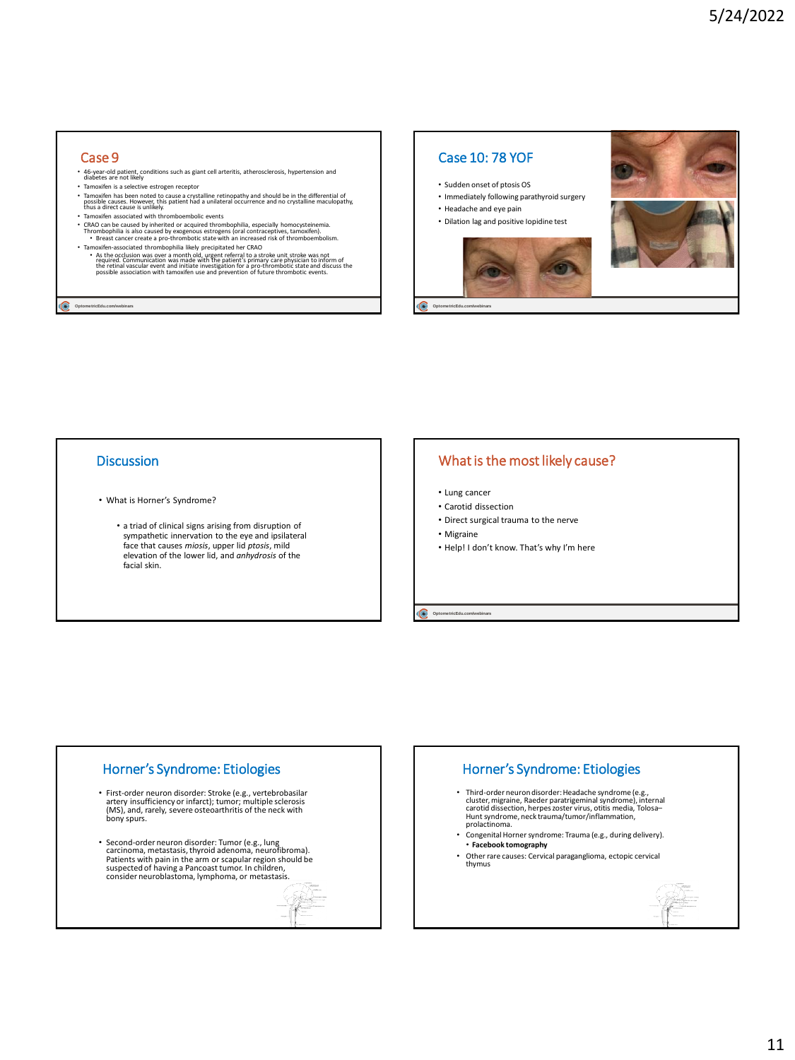## Case 9

- 46-year-old patient, conditions such as giant cell arteritis, atherosclerosis, hypertension and diabetes are not likely
- Tamoxifen is a selective estrogen receptor
- Tamoxifen has been noted to cause a crystalline retinopathy and should be in the differential of possible causes. However, this patient had a unilateral occurrence and no crystalline maculopathy, thus a direct cause is unlikely.
- Tamoxifen associated with thromboembolic events
- CRAO can be caused by inherited or acquired thrombophilia, especially homocysteinemia. Thrombophilia is also caused by exogenous estrogens (oral contraceptives, tamoxifen).
  - Breast cancer create a pro-thrombotic state with an increased risk of thromboembolism.
- Tamoxifen-associated thrombophilia likely precipitated her CRAO
  - As the occlusion was over a month old, urgent referral to a stroke unit stroke was not required. Communication was made with the patient's primary care physician to inform of the retinal vascular event and initiate investigation for a pro-thrombotic state and discuss the possible association with tamoxifen use and prevention of future thrombotic events.

## Case 10: 78 YOF

- Sudden onset of ptosis OS
- Immediately following parathyroid surgery
- Headache and eye pain
- Dilation lag and positive Iopidine test

## Discussion

- What is Horner's Syndrome?
  - a triad of clinical signs arising from disruption of sympathetic innervation to the eye and ipsilateral face that causes *miosis*, upper lid *ptosis*, mild elevation of the lower lid, and *anhydrosis* of the facial skin.

## What is the most likely cause?

- Lung cancer
- Carotid dissection
- Direct surgical trauma to the nerve
- Migraine
- Help! I don't know. That's why I'm here

## Horner's Syndrome: Etiologies

- First-order neuron disorder: Stroke (e.g., vertebrobasilar artery insufficiency or infarct); tumor; multiple sclerosis (MS), and, rarely, severe osteoarthritis of the neck with bony spurs.
- Second-order neuron disorder: Tumor (e.g., lung carcinoma, metastasis, thyroid adenoma, neurofibroma). Patients with pain in the arm or scapular region should be suspected of having a Pancoast tumor. In children, consider neuroblastoma, lymphoma, or metastasis.

## Horner's Syndrome: Etiologies

- Third-order neuron disorder: Headache syndrome (e.g., cluster, migraine, Raeder paratrigeminal syndrome), internal carotid dissection, herpes zoster virus, otitis media, Tolosa–Hunt syndrome, neck trauma/tumor/inflammation, prolactinoma.
- Congenital Horner syndrome: Trauma (e.g., during delivery).
  - **Facebook tomography**
- Other rare causes: Cervical paraganglioma, ectopic cervical thymus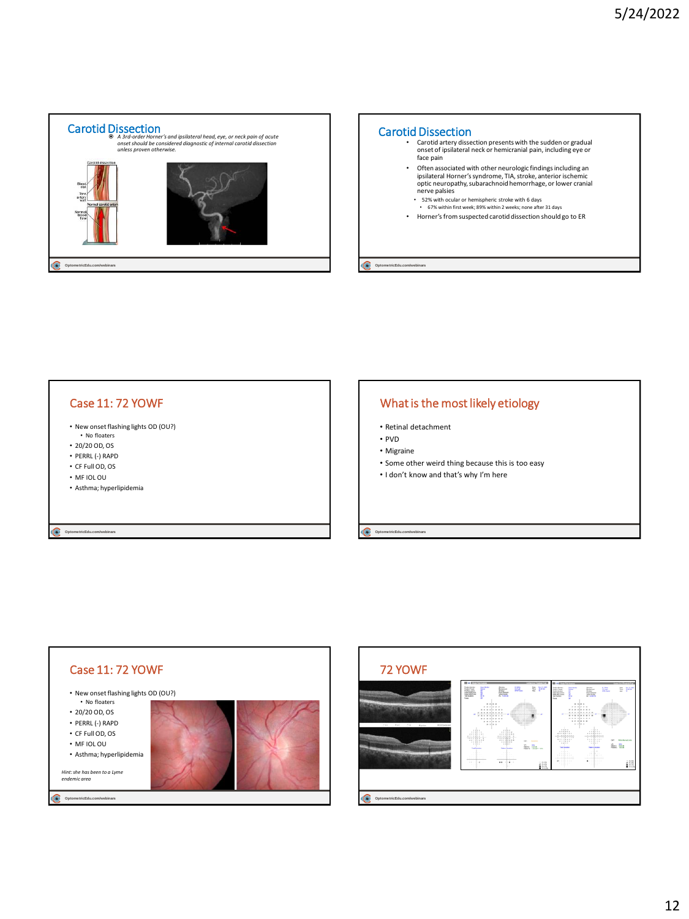## Carotid Dissection

- A 3rd-order Horner's and ipsilateral head, eye, or neck pain of acute onset should be considered diagnostic of internal carotid dissection unless proven otherwise.

## Carotid Dissection

- Carotid artery dissection presents with the sudden or gradual onset of ipsilateral neck or hemicranial pain, including eye or face pain
- Often associated with other neurologic findings including an ipsilateral Horner's syndrome, TIA, stroke, anterior ischemic optic neuropathy, subarachnoid hemorrhage, or lower cranial nerve palsies
  - 52% with ocular or hemispheric stroke with 6 days
    - 67% within first week; 89% within 2 weeks; none after 31 days
- Horner's from suspected carotid dissection should go to ER

## Case 11: 72 YOWF

- New onset flashing lights OD (OU?)
  - No floaters
- 20/20 OD, OS
- PERRL (-) RAPD
- CF Full OD, OS
- MF IOL OU
- Asthma; hyperlipidemia

## What is the most likely etiology

- Retinal detachment
- PVD
- Migraine
- Some other weird thing because this is too easy
- I don't know and that's why I'm here

## Case 11: 72 YOWF

- New onset flashing lights OD (OU?)
  - No floaters
- 20/20 OD, OS
- PERRL (-) RAPD
- CF Full OD, OS
- MF IOL OU
- Asthma; hyperlipidemia

*Hint: she has been to a Lyme endemic area*

## 72 YOWF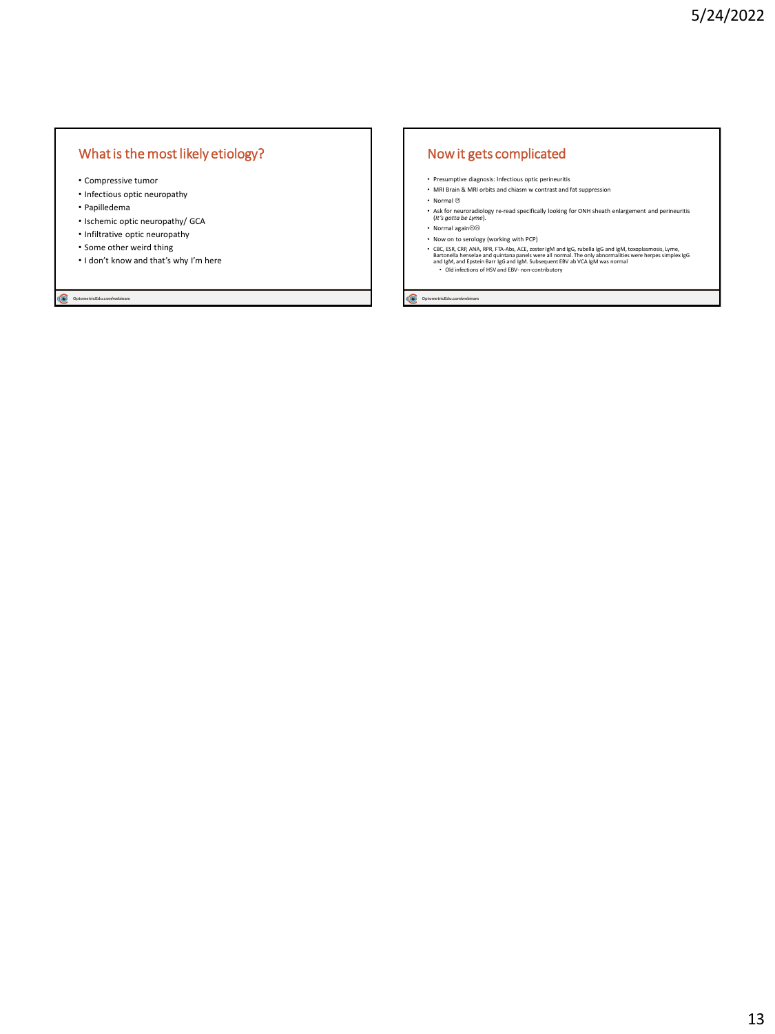## What is the most likely etiology?

- Compressive tumor
- Infectious optic neuropathy
- Papilledema
- Ischemic optic neuropathy/ GCA
- Infiltrative optic neuropathy
- Some other weird thing
- I don't know and that's why I'm here

## Now it gets complicated

- Presumptive diagnosis: Infectious optic perineuritis
- MRI Brain & MRI orbits and chiasm w contrast and fat suppression
- Normal ☹
- Ask for neuroradiology re-read specifically looking for ONH sheath enlargement and perineuritis (*It's gotta be Lyme*).
- Normal again☹☹
- Now on to serology (working with PCP)
- CBC, ESR, CRP, ANA, RPR, FTA-Abs, ACE, zoster IgM and IgG, rubella IgG and IgM, toxoplasmosis, Lyme, Bartonella henselae and quintana panels were all normal. The only abnormalities were herpes simplex IgG and IgM, and Epstein Barr IgG and IgM. Subsequent EBV ab VCA IgM was normal
  - Old infections of HSV and EBV- non-contributory